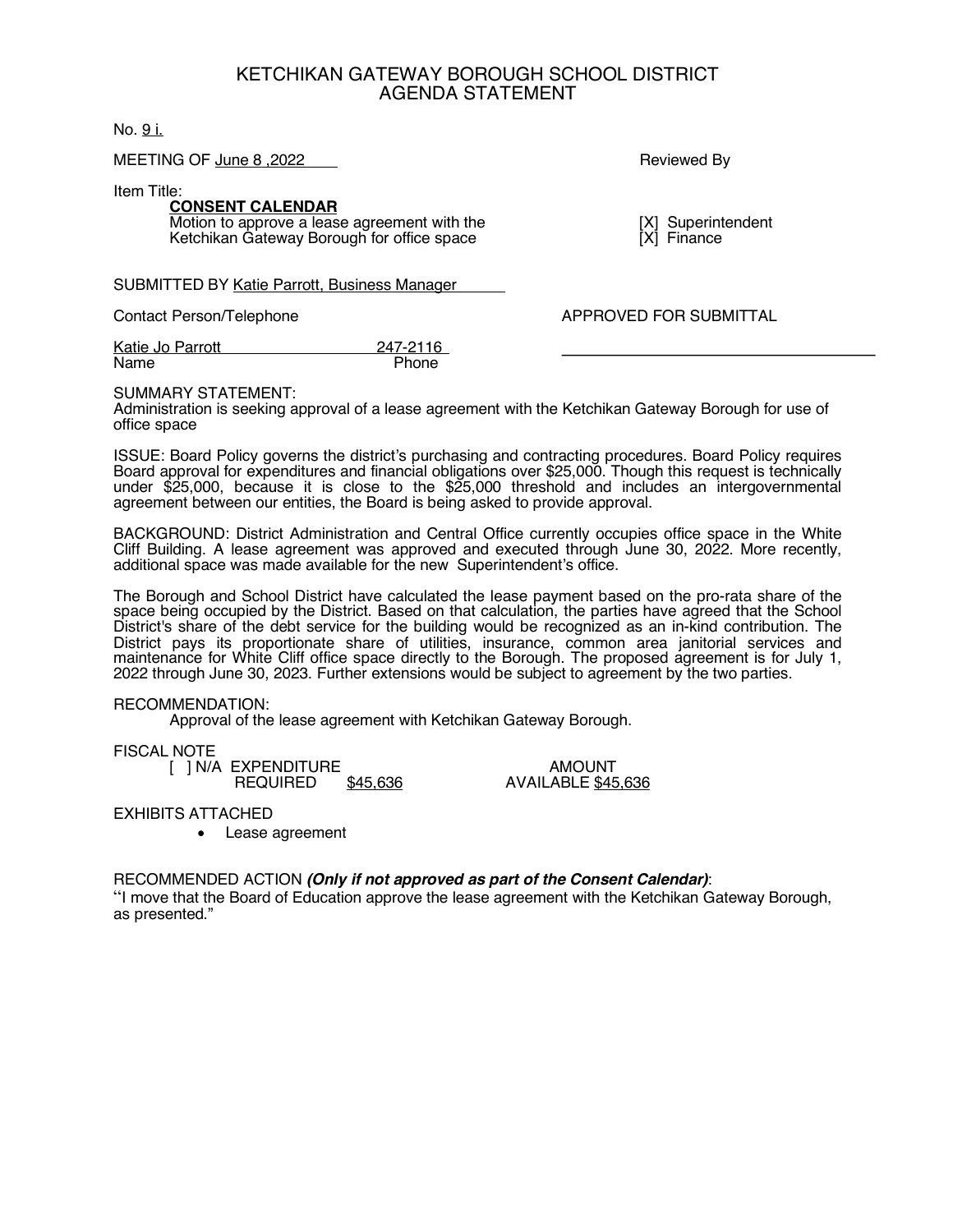# KETCHIKAN GATEWAY BOROUGH SCHOOL DISTRICT
## AGENDA STATEMENT

No. 9 i.

MEETING OF June 8 ,2022

Reviewed By

[X] Superintendent
[X] Finance

Item Title:

**CONSENT CALENDAR**
Motion to approve a lease agreement with the Ketchikan Gateway Borough for office space

SUBMITTED BY Katie Parrott, Business Manager

Contact Person/Telephone

| Name | Phone |
|---|---|
| Katie Jo Parrott | 247-2116 |

APPROVED FOR SUBMITTAL

\_\_\_\_\_\_\_\_\_\_\_\_\_\_\_\_\_\_\_\_\_\_\_\_\_\_\_\_\_\_\_\_\_\_\_

SUMMARY STATEMENT:
Administration is seeking approval of a lease agreement with the Ketchikan Gateway Borough for use of office space

ISSUE: Board Policy governs the district's purchasing and contracting procedures. Board Policy requires Board approval for expenditures and financial obligations over $25,000. Though this request is technically under $25,000, because it is close to the $25,000 threshold and includes an intergovernmental agreement between our entities, the Board is being asked to provide approval.

BACKGROUND: District Administration and Central Office currently occupies office space in the White Cliff Building. A lease agreement was approved and executed through June 30, 2022. More recently, additional space was made available for the new Superintendent's office.

The Borough and School District have calculated the lease payment based on the pro-rata share of the space being occupied by the District. Based on that calculation, the parties have agreed that the School District's share of the debt service for the building would be recognized as an in-kind contribution. The District pays its proportionate share of utilities, insurance, common area janitorial services and maintenance for White Cliff office space directly to the Borough. The proposed agreement is for July 1, 2022 through June 30, 2023. Further extensions would be subject to agreement by the two parties.

RECOMMENDATION:
Approval of the lease agreement with Ketchikan Gateway Borough.

FISCAL NOTE
[ ] N/A EXPENDITURE REQUIRED $45,636 AMOUNT AVAILABLE $45,636

EXHIBITS ATTACHED
- Lease agreement

RECOMMENDED ACTION ***(Only if not approved as part of the Consent Calendar)***:
"I move that the Board of Education approve the lease agreement with the Ketchikan Gateway Borough, as presented."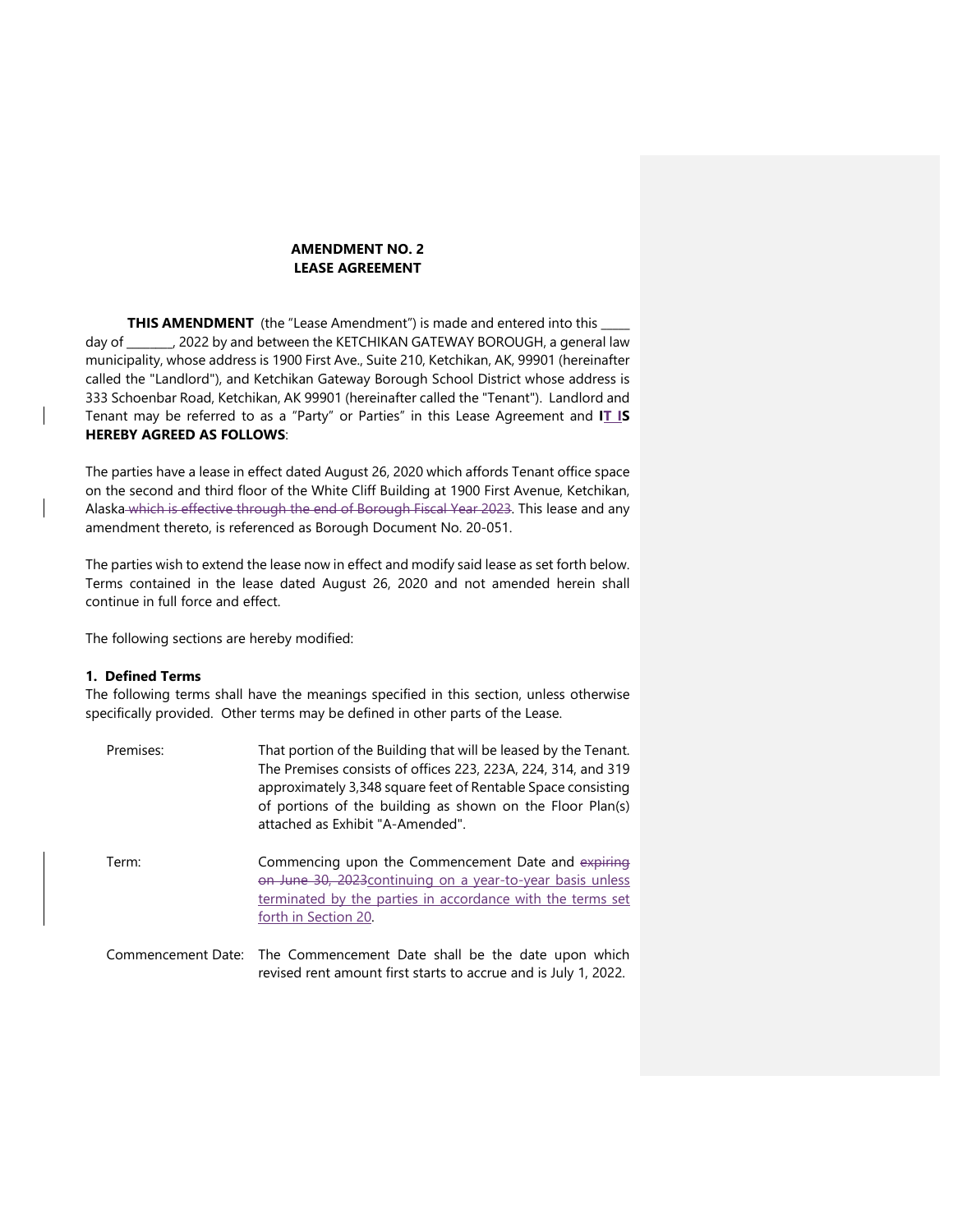**AMENDMENT NO. 2**
**LEASE AGREEMENT**

**THIS AMENDMENT** (the "Lease Amendment") is made and entered into this _____ day of ________, 2022 by and between the KETCHIKAN GATEWAY BOROUGH, a general law municipality, whose address is 1900 First Ave., Suite 210, Ketchikan, AK, 99901 (hereinafter called the "Landlord"), and Ketchikan Gateway Borough School District whose address is 333 Schoenbar Road, Ketchikan, AK 99901 (hereinafter called the "Tenant"). Landlord and Tenant may be referred to as a "Party" or Parties" in this Lease Agreement and **IT IS HEREBY AGREED AS FOLLOWS**:

The parties have a lease in effect dated August 26, 2020 which affords Tenant office space on the second and third floor of the White Cliff Building at 1900 First Avenue, Ketchikan, Alaska ~~which is effective through the end of Borough Fiscal Year 2023~~. This lease and any amendment thereto, is referenced as Borough Document No. 20-051.

The parties wish to extend the lease now in effect and modify said lease as set forth below. Terms contained in the lease dated August 26, 2020 and not amended herein shall continue in full force and effect.

The following sections are hereby modified:

**1. Defined Terms**

The following terms shall have the meanings specified in this section, unless otherwise specifically provided. Other terms may be defined in other parts of the Lease.

| | |
|---|---|
| Premises: | That portion of the Building that will be leased by the Tenant. The Premises consists of offices 223, 223A, 224, 314, and 319 approximately 3,348 square feet of Rentable Space consisting of portions of the building as shown on the Floor Plan(s) attached as Exhibit "A-Amended". |
| Term: | Commencing upon the Commencement Date and ~~expiring on June 30, 2023~~<u>continuing on a year-to-year basis unless terminated by the parties in accordance with the terms set forth in Section 20</u>. |
| Commencement Date: | The Commencement Date shall be the date upon which revised rent amount first starts to accrue and is July 1, 2022. |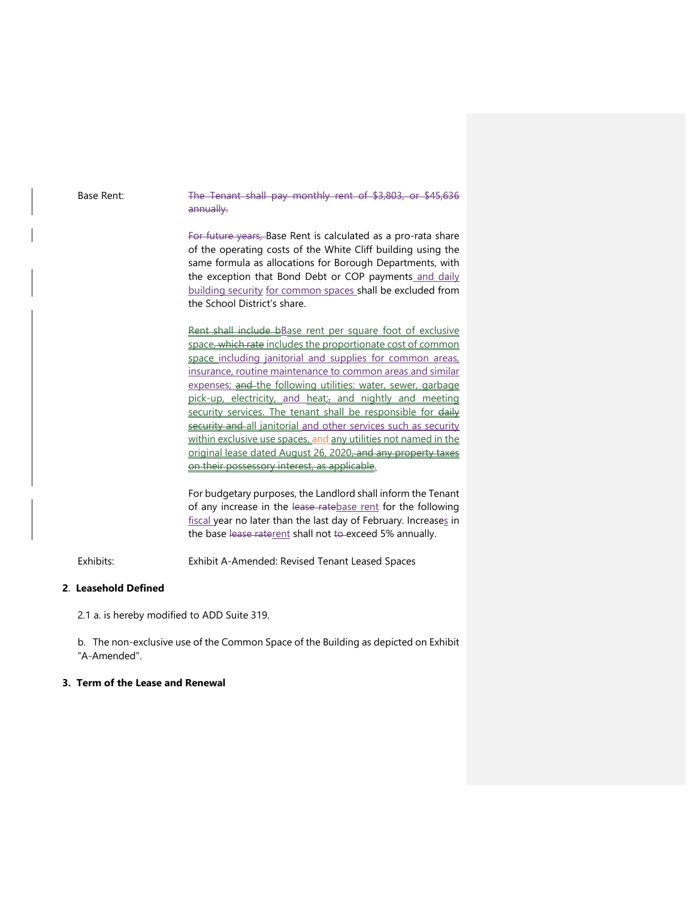Base Rent: ~~The Tenant shall pay monthly rent of $3,803, or $45,636 annually.~~

~~For future years,~~ Base Rent is calculated as a pro-rata share of the operating costs of the White Cliff building using the same formula as allocations for Borough Departments, with the exception that Bond Debt or COP payments and daily building security for common spaces shall be excluded from the School District's share.

~~Rent shall include b~~Base rent per square foot of exclusive space~~, which rate~~ includes the proportionate cost of common space including janitorial and supplies for common areas, insurance, routine maintenance to common areas and similar expenses; ~~and~~ the following utilities: water, sewer, garbage pick-up, electricity, and heat;~~,~~ and nightly and meeting security services. The tenant shall be responsible for ~~daily security and~~ all janitorial and other services such as security within exclusive use spaces, and any utilities not named in the original lease dated August 26, 2020~~, and any property taxes on their possessory interest, as applicable~~.

For budgetary purposes, the Landlord shall inform the Tenant of any increase in the ~~lease rate~~base rent for the following fiscal year no later than the last day of February. Increases in the base ~~lease rate~~rent shall not ~~to~~ exceed 5% annually.

Exhibits: Exhibit A-Amended: Revised Tenant Leased Spaces

## 2. Leasehold Defined

2.1 a. is hereby modified to ADD Suite 319.

b. The non-exclusive use of the Common Space of the Building as depicted on Exhibit "A-Amended".

## 3. Term of the Lease and Renewal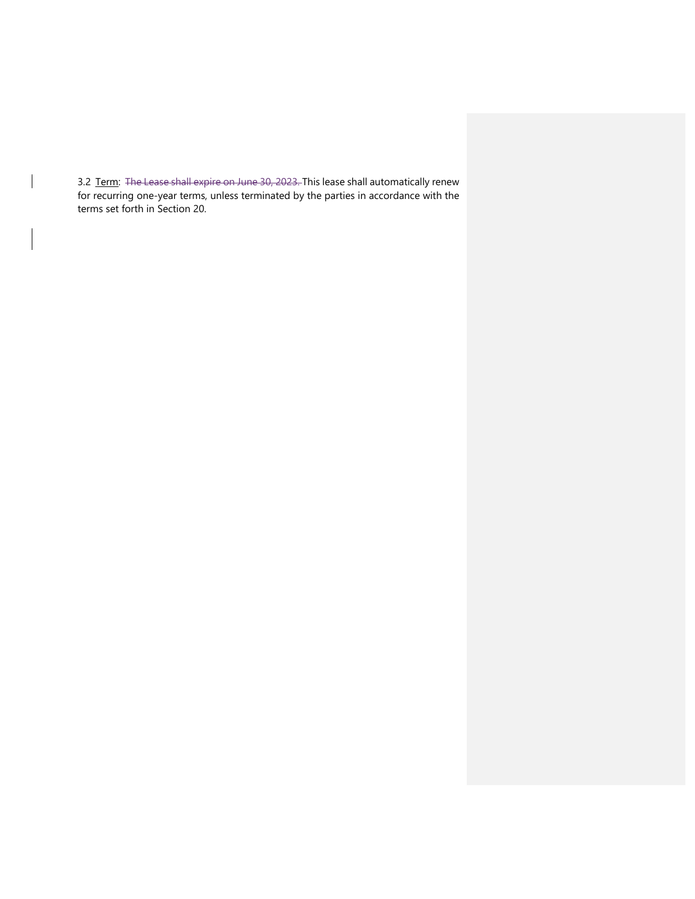3.2 <u>Term</u>: ~~The Lease shall expire on June 30, 2023.~~ This lease shall automatically renew for recurring one-year terms, unless terminated by the parties in accordance with the terms set forth in Section 20.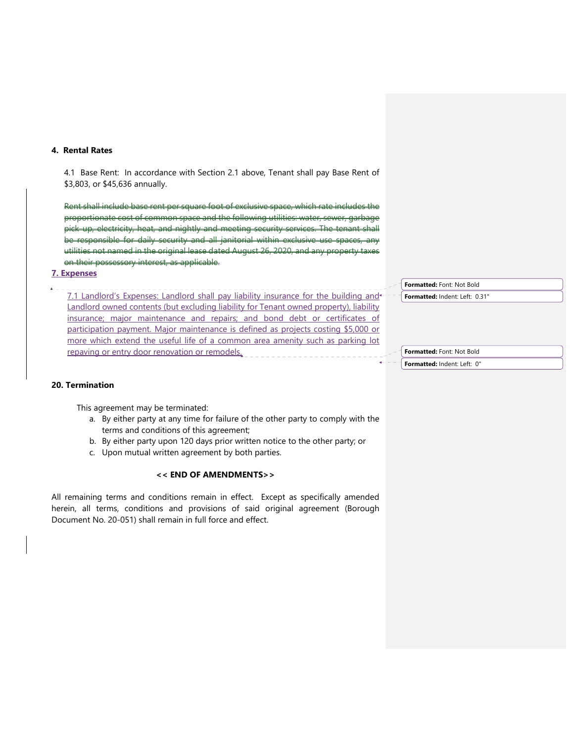**4. Rental Rates**

4.1 Base Rent: In accordance with Section 2.1 above, Tenant shall pay Base Rent of $3,803, or $45,636 annually.

~~Rent shall include base rent per square foot of exclusive space, which rate includes the proportionate cost of common space and the following utilities: water, sewer, garbage pick-up, electricity, heat, and nightly and meeting security services. The tenant shall be responsible for daily security and all janitorial within exclusive use spaces, any utilities not named in the original lease dated August 26, 2020, and any property taxes on their possessory interest, as applicable.~~

**7. Expenses**

7.1 Landlord's Expenses: Landlord shall pay liability insurance for the building and Landlord owned contents (but excluding liability for Tenant owned property), liability insurance; major maintenance and repairs; and bond debt or certificates of participation payment. Major maintenance is defined as projects costing $5,000 or more which extend the useful life of a common area amenity such as parking lot repaving or entry door renovation or remodels.

**20. Termination**

This agreement may be terminated:

a. By either party at any time for failure of the other party to comply with the terms and conditions of this agreement;
b. By either party upon 120 days prior written notice to the other party; or
c. Upon mutual written agreement by both parties.

**<< END OF AMENDMENTS>>**

All remaining terms and conditions remain in effect. Except as specifically amended herein, all terms, conditions and provisions of said original agreement (Borough Document No. 20-051) shall remain in full force and effect.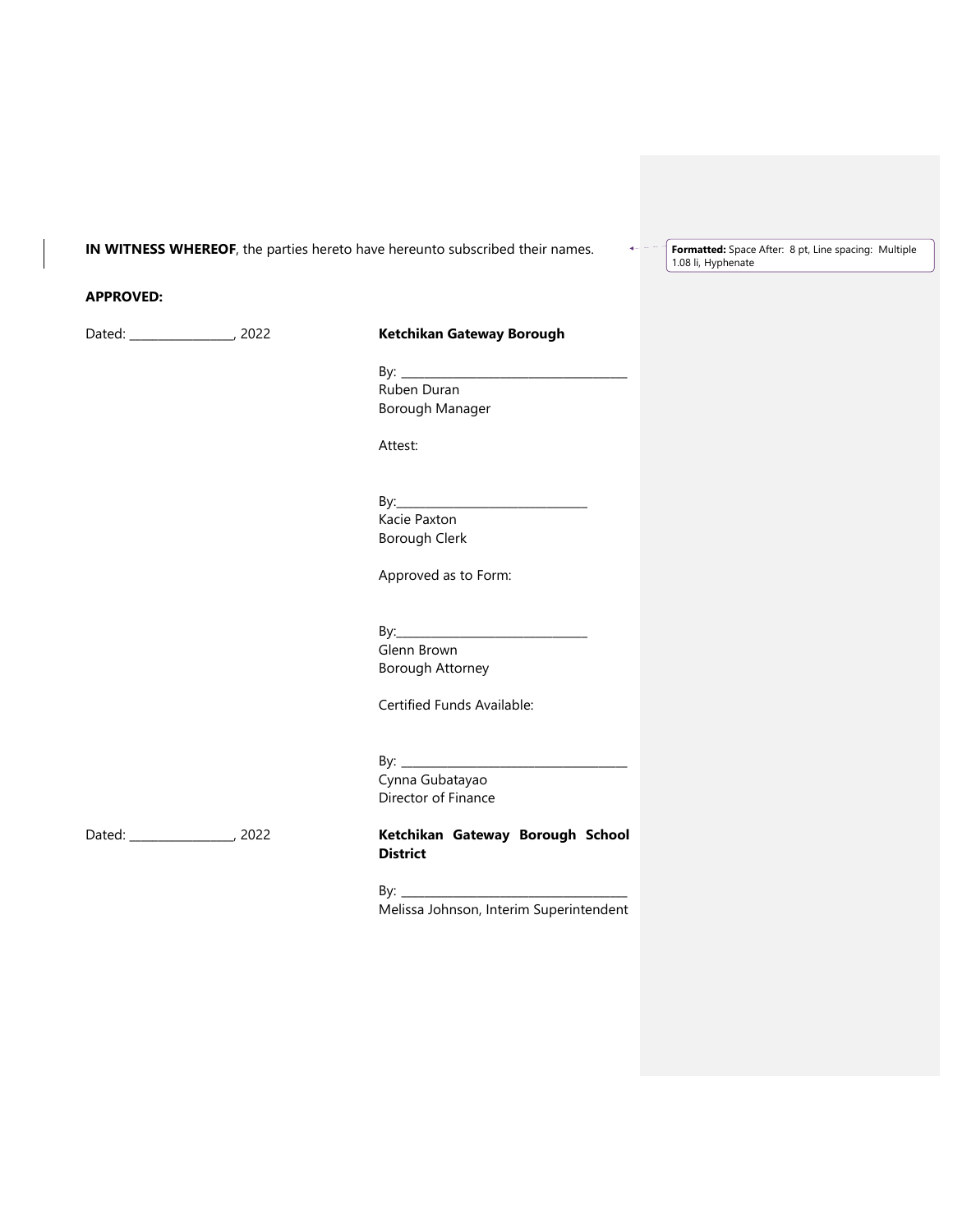**IN WITNESS WHEREOF**, the parties hereto have hereunto subscribed their names.

**APPROVED:**

Dated: ________________, 2022

**Ketchikan Gateway Borough**

By: ____________________________________
Ruben Duran
Borough Manager

Attest:

By:______________________________
Kacie Paxton
Borough Clerk

Approved as to Form:

By:______________________________
Glenn Brown
Borough Attorney

Certified Funds Available:

By: ____________________________________
Cynna Gubatayao
Director of Finance

Dated: ________________, 2022

**Ketchikan Gateway Borough School District**

By: ____________________________________
Melissa Johnson, Interim Superintendent